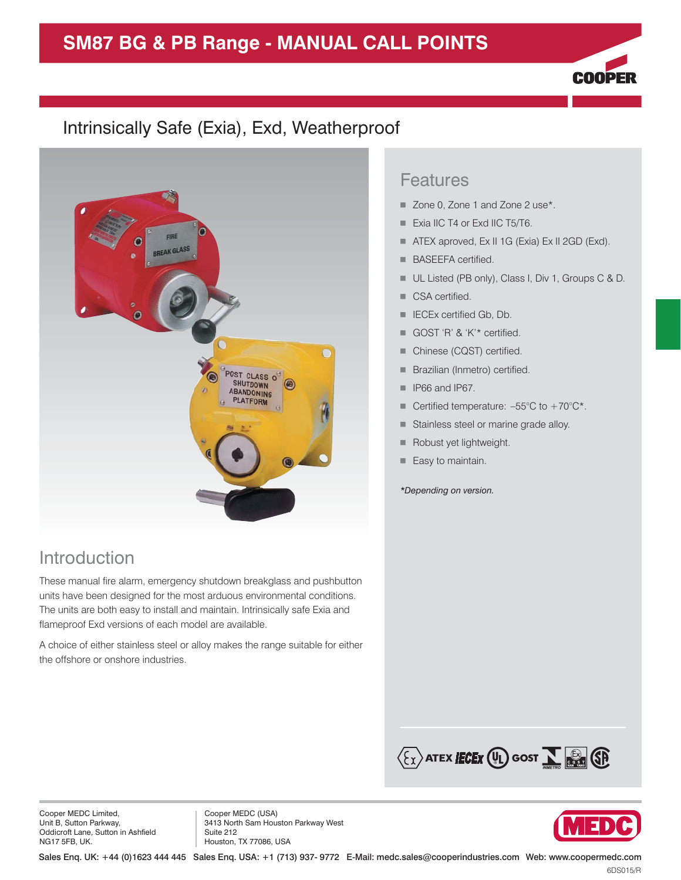# SM87 BG & PB Range - MANUAL CALL POINTS

## Intrinsically Safe (Exia), Exd, Weatherproof

## Features

- Zone 0, Zone 1 and Zone 2 use*.
- Exia IIC T4 or Exd IIC T5/T6.
- ATEX aproved, Ex II 1G (Exia) Ex II 2GD (Exd).
- BASEEFA certified.
- UL Listed (PB only), Class I, Div 1, Groups C & D.
- CSA certified.
- IECEx certified Gb, Db.
- GOST 'R' & 'K'* certified.
- Chinese (CQST) certified.
- Brazilian (Inmetro) certified.
- IP66 and IP67.
- Certified temperature: –55°C to +70°C*.
- Stainless steel or marine grade alloy.
- Robust yet lightweight.
- Easy to maintain.

*\*Depending on version.*

## Introduction

These manual fire alarm, emergency shutdown breakglass and pushbutton units have been designed for the most arduous environmental conditions. The units are both easy to install and maintain. Intrinsically safe Exia and flameproof Exd versions of each model are available.

A choice of either stainless steel or alloy makes the range suitable for either the offshore or onshore industries.

Cooper MEDC Limited,
Unit B, Sutton Parkway,
Oddicroft Lane, Sutton in Ashfield
NG17 5FB, UK.

Cooper MEDC (USA)
3413 North Sam Houston Parkway West
Suite 212
Houston, TX 77086, USA

Sales Enq. UK: +44 (0)1623 444 445 Sales Enq. USA: +1 (713) 937- 9772 E-Mail: medc.sales@cooperindustries.com Web: www.coopermedc.com

6DS015/R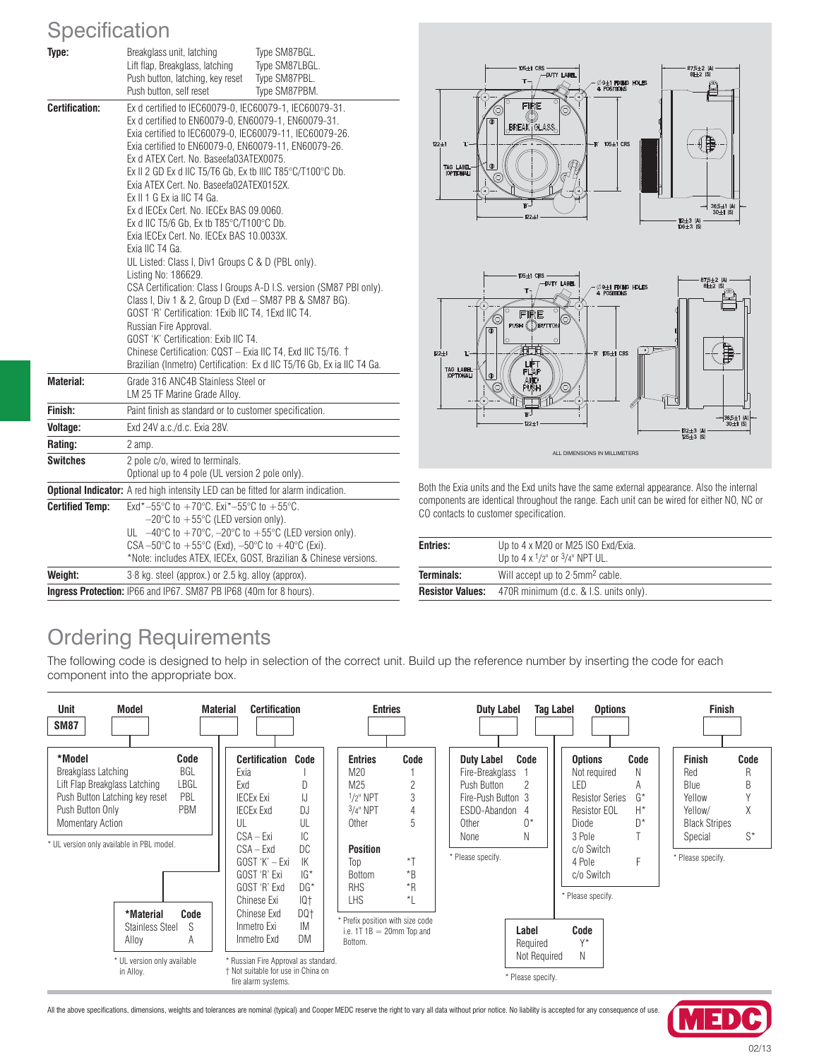# Specification

| | |
|---|---|
| **Type:** | Breakglass unit, latching — Type SM87BGL.<br>Lift flap, Breakglass, latching — Type SM87LBGL.<br>Push button, latching, key reset — Type SM87PBL.<br>Push button, self reset — Type SM87PBM. |
| **Certification:** | Ex d certified to IEC60079-0, IEC60079-1, IEC60079-31.<br>Ex d certified to EN60079-0, EN60079-1, EN60079-31.<br>Exia certified to IEC60079-0, IEC60079-11, IEC60079-26.<br>Exia certified to EN60079-0, EN60079-11, EN60079-26.<br>Ex d ATEX Cert. No. Baseefa03ATEX0075.<br>Ex II 2 GD Ex d IIC T5/T6 Gb, Ex tb IIIC T85°C/T100°C Db.<br>Exia ATEX Cert. No. Baseefa02ATEX0152X.<br>Ex II 1 G Ex ia IIC T4 Ga.<br>Ex d IECEx Cert. No. IECEx BAS 09.0060.<br>Ex d IIC T5/6 Gb, Ex tb T85°C/T100°C Db.<br>Exia IECEx Cert. No. IECEx BAS 10.0033X.<br>Exia IIC T4 Ga.<br>UL Listed: Class I, Div1 Groups C & D (PBL only).<br>Listing No: 186629.<br>CSA Certification: Class I Groups A-D I.S. version (SM87 PBI only).<br>Class I, Div 1 & 2, Group D (Exd – SM87 PB & SM87 BG).<br>GOST 'R' Certification: 1Exib IIC T4, 1Exd IIC T4.<br>Russian Fire Approval.<br>GOST 'K' Certification: Exib IIC T4.<br>Chinese Certification: CQST – Exia IIC T4, Exd IIC T5/T6. †<br>Brazilian (Inmetro) Certification: Ex d IIC T5/T6 Gb, Ex ia IIC T4 Ga. |
| **Material:** | Grade 316 ANC4B Stainless Steel or<br>LM 25 TF Marine Grade Alloy. |
| **Finish:** | Paint finish as standard or to customer specification. |
| **Voltage:** | Exd 24V a.c./d.c. Exia 28V. |
| **Rating:** | 2 amp. |
| **Switches** | 2 pole c/o, wired to terminals.<br>Optional up to 4 pole (UL version 2 pole only). |
| **Optional Indicator:** | A red high intensity LED can be fitted for alarm indication. |
| **Certified Temp:** | Exd* –55°C to +70°C. Exi* –55°C to +55°C.<br>–20°C to +55°C (LED version only).<br>UL –40°C to +70°C, –20°C to +55°C (LED version only).<br>CSA –50°C to +55°C (Exd), –50°C to +40°C (Exi).<br>*Note: includes ATEX, IECEx, GOST, Brazilian & Chinese versions. |
| **Weight:** | 3·8 kg. steel (approx.) or 2.5 kg. alloy (approx). |
| **Ingress Protection:** | IP66 and IP67. SM87 PB IP68 (40m for 8 hours). |

105±1 CRS
DUTY LABEL
Ø 9±1 FIXING HOLES 4 POSITIONS
FIRE
BREAK GLASS
122±1
TAG LABEL (OPTIONAL)
105±1 CRS
122±1
87.5±2 (A)
81±2 (S)
36.5±1 (A)
30±1 (S)
112±3 (A)
106±3 (S)

105±1 CRS
DUTY LABEL
Ø 9±1 FIXING HOLES 4 POSITIONS
FIRE
PUSH BUTTON
LIFT FLAP AND PUSH
122±1
TAG LABEL (OPTIONAL)
105±1 CRS
122±1
87.5±2 (A)
81±2 (S)
36.5±1 (A)
30±1 (S)
132±3 (A)
125±3 (S)

ALL DIMENSIONS IN MILLIMETERS

Both the Exia units and the Exd units have the same external appearance. Also the internal components are identical throughout the range. Each unit can be wired for either NO, NC or CO contacts to customer specification.

| | |
|---|---|
| **Entries:** | Up to 4 x M20 or M25 ISO Exd/Exia.<br>Up to 4 x 1/2" or 3/4" NPT UL. |
| **Terminals:** | Will accept up to 2·5mm² cable. |
| **Resistor Values:** | 470R minimum (d.c. & I.S. units only). |

# Ordering Requirements

The following code is designed to help in selection of the correct unit. Build up the reference number by inserting the code for each component into the appropriate box.

| Unit | Model | Material | Certification | Entries | Duty Label | Tag Label | Options | Finish |
|---|---|---|---|---|---|---|---|---|
| SM87 | | | | | | | | |

| *Model | Code |
|---|---|
| Breakglass Latching | BGL |
| Lift Flap Breakglass Latching | LBGL |
| Push Button Latching key reset | PBL |
| Push Button Only Momentary Action | PBM |

\* UL version only available in PBL model.

| *Material | Code |
|---|---|
| Stainless Steel | S |
| Alloy | A |

\* UL version only available in Alloy.

| Certification | Code |
|---|---|
| Exia | I |
| Exd | D |
| IECEx Exi | IJ |
| IECEx Exd | DJ |
| UL | UL |
| CSA – Exi | IC |
| CSA – Exd | DC |
| GOST 'K' – Exi | IK |
| GOST 'R' Exi | IG* |
| GOST 'R' Exd | DG* |
| Chinese Exi | IQ† |
| Chinese Exd | DQ† |
| Inmetro Exi | IM |
| Inmetro Exd | DM |

\* Russian Fire Approval as standard.
† Not suitable for use in China on fire alarm systems.

| Entries | Code |
|---|---|
| M20 | 1 |
| M25 | 2 |
| 1/2" NPT | 3 |
| 3/4" NPT | 4 |
| Other | 5 |

| Position | Code |
|---|---|
| Top | *T |
| Bottom | *B |
| RHS | *R |
| LHS | *L |

\* Prefix position with size code i.e. 1T 1B = 20mm Top and Bottom.

| Duty Label | Code |
|---|---|
| Fire-Breakglass | 1 |
| Push Button | 2 |
| Fire-Push Button | 3 |
| ESDO-Abandon | 4 |
| Other | 0* |
| None | N |

\* Please specify.

| Label | Code |
|---|---|
| Required | Y* |
| Not Required | N |

\* Please specify.

| Options | Code |
|---|---|
| Not required | N |
| LED | A |
| Resistor Series | G* |
| Resistor EOL | H* |
| Diode | D* |
| 3 Pole c/o Switch | T |
| 4 Pole c/o Switch | F |

\* Please specify.

| Finish | Code |
|---|---|
| Red | R |
| Blue | B |
| Yellow | Y |
| Yellow/ Black Stripes | X |
| Special | S* |

\* Please specify.

All the above specifications, dimensions, weights and tolerances are nominal (typical) and Cooper MEDC reserve the right to vary all data without prior notice. No liability is accepted for any consequence of use.

MEDC

02/13